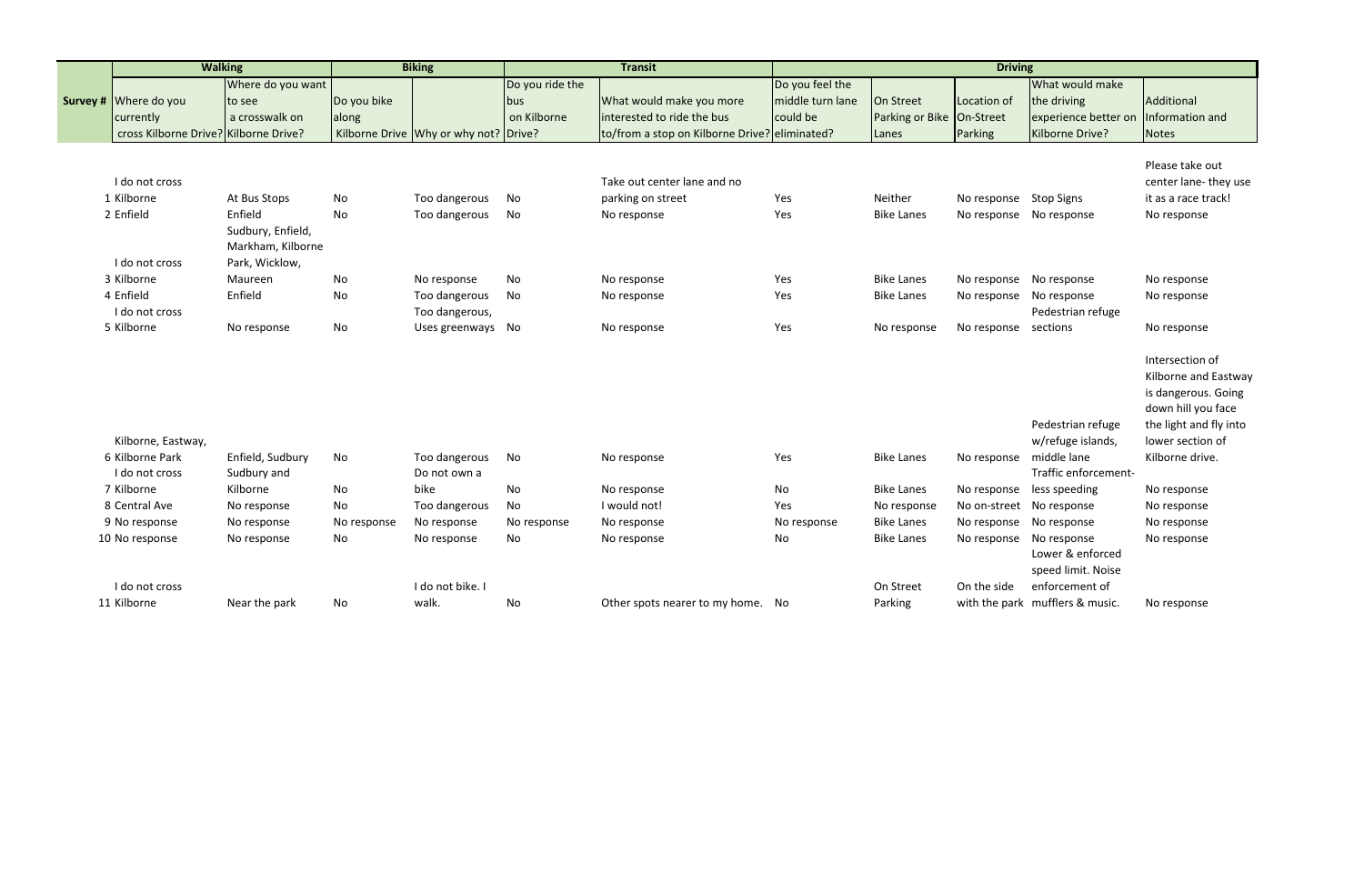| | Walking | | Biking | | Transit | | Driving | | | | |
|---|---|---|---|---|---|---|---|---|---|---|---|
| Survey # | Where do you currently cross Kilborne Drive? | Where do you want to see a crosswalk on Kilborne Drive? | Do you bike along Kilborne Drive | Why or why not? | Do you ride the bus on Kilborne Drive? | What would make you more interested to ride the bus to/from a stop on Kilborne Drive? | Do you feel the middle turn lane could be eliminated? | On Street Parking or Bike Lanes | Location of On-Street Parking | What would make the driving experience better on Kilborne Drive? | Additional Information and Notes |
| 1 | I do not cross Kilborne | At Bus Stops | No | Too dangerous | No | Take out center lane and no parking on street | Yes | Neither | No response | Stop Signs | Please take out center lane- they use it as a race track! |
| 2 | Enfield | Enfield | No | Too dangerous | No | No response | Yes | Bike Lanes | No response | No response | No response |
| 3 | I do not cross Kilborne | Sudbury, Enfield, Markham, Kilborne Park, Wicklow, Maureen | No | No response | No | No response | Yes | Bike Lanes | No response | No response | No response |
| 4 | Enfield | Enfield | No | Too dangerous | No | No response | Yes | Bike Lanes | No response | No response | No response |
| 5 | I do not cross Kilborne | No response | No | Too dangerous, Uses greenways | No | No response | Yes | No response | No response | Pedestrian refuge sections | No response |
| 6 | Kilborne, Eastway, Kilborne Park | Enfield, Sudbury | No | Too dangerous | No | No response | Yes | Bike Lanes | No response | Pedestrian refuge w/refuge islands, middle lane | Intersection of Kilborne and Eastway is dangerous. Going down hill you face the light and fly into lower section of Kilborne drive. |
| 7 | I do not cross Kilborne | Sudbury and Kilborne | No | Do not own a bike | No | No response | No | Bike Lanes | No response | Traffic enforcement- less speeding | No response |
| 8 | Central Ave | No response | No | Too dangerous | No | I would not! | Yes | No response | No on-street | No response | No response |
| 9 | No response | No response | No response | No response | No response | No response | No response | Bike Lanes | No response | No response | No response |
| 10 | No response | No response | No | No response | No | No response | No | Bike Lanes | No response | No response | No response |
| 11 | I do not cross Kilborne | Near the park | No | I do not bike. I walk. | No | Other spots nearer to my home. | No | On Street Parking | On the side with the park | Lower & enforced speed limit. Noise enforcement of mufflers & music. | No response |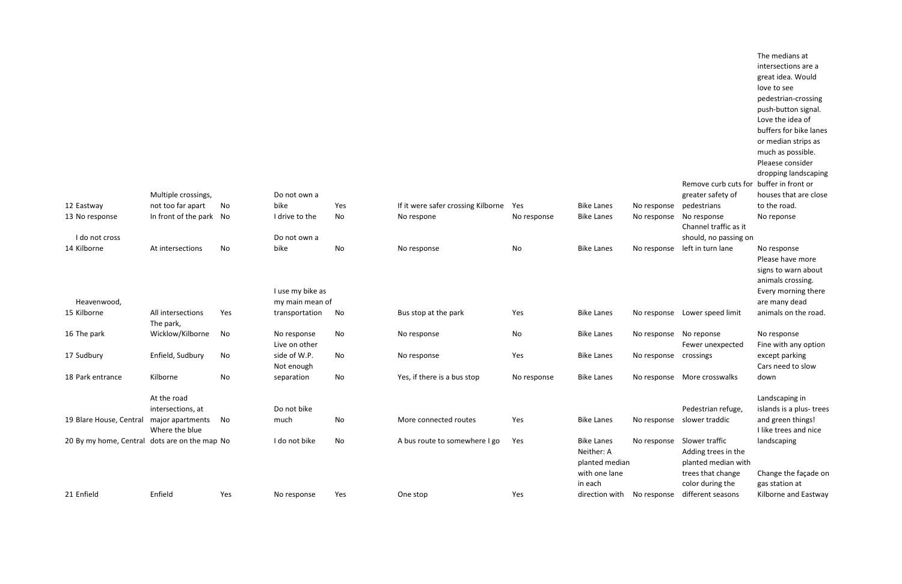| | | | | | | | | | | |
|---|---|---|---|---|---|---|---|---|---|---|
| 12 | Eastway | Multiple crossings, not too far apart | No | Do not own a bike | Yes | If it were safer crossing Kilborne | Yes | Bike Lanes | No response | Remove curb cuts for greater safety of pedestrians | The medians at intersections are a great idea. Would love to see pedestrian-crossing push-button signal. Love the idea of buffers for bike lanes or median strips as much as possible. Pleaese consider dropping landscaping buffer in front or houses that are close to the road. |
| 13 | No response | In front of the park | No | I drive to the | No | No respone | No response | Bike Lanes | No response | No response | No reponse |
| 14 | I do not cross Kilborne | At intersections | No | Do not own a bike | No | No response | No | Bike Lanes | No response | Channel traffic as it should, no passing on left in turn lane | No response |
| 15 | Heavenwood, Kilborne | All intersections | Yes | I use my bike as my main mean of transportation | No | Bus stop at the park | Yes | Bike Lanes | No response | Lower speed limit | Please have more signs to warn about animals crossing. Every morning there are many dead animals on the road. |
| 16 | The park | The park, Wicklow/Kilborne | No | No response | No | No response | No | Bike Lanes | No response | No reponse | No response |
| 17 | Sudbury | Enfield, Sudbury | No | Live on other side of W.P. | No | No response | Yes | Bike Lanes | No response | Fewer unexpected crossings | Fine with any option except parking |
| 18 | Park entrance | Kilborne | No | Not enough separation | No | Yes, if there is a bus stop | No response | Bike Lanes | No response | More crosswalks | Cars need to slow down |
| 19 | Blare House, Central | At the road intersections, at major apartments | No | Do not bike much | No | More connected routes | Yes | Bike Lanes | No response | Pedestrian refuge, slower traddic | Landscaping in islands is a plus- trees and green things! |
| 20 | By my home, Central | Where the blue dots are on the map | No | I do not bike | No | A bus route to somewhere I go | Yes | Bike Lanes | No response | Slower traffic | I like trees and nice landscaping |
| 21 | Enfield | Enfield | Yes | No response | Yes | One stop | Yes | Neither: A planted median with one lane in each direction with | No response | Adding trees in the planted median with trees that change color during the different seasons | Change the façade on gas station at Kilborne and Eastway |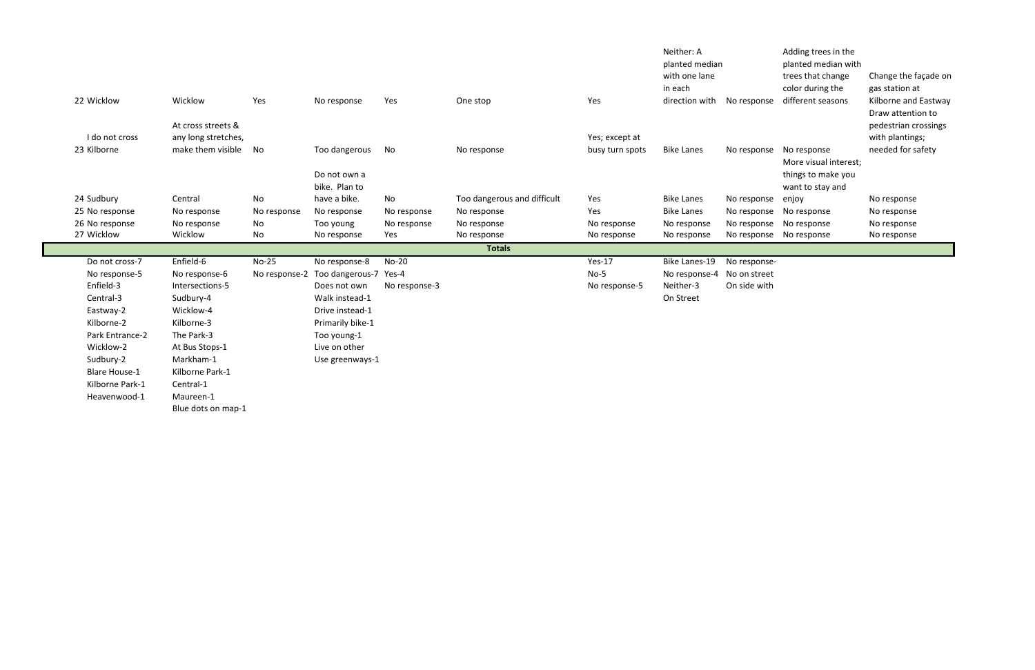| | | | | | | | | | | |
|---|---|---|---|---|---|---|---|---|---|---|
| 22 Wicklow | Wicklow | Yes | No response | Yes | One stop | Yes | Neither: A planted median with one lane in each direction with | No response | Adding trees in the planted median with trees that change color during the different seasons | Change the façade on gas station at Kilborne and Eastway |
| I do not cross 23 Kilborne | At cross streets & any long stretches, make them visible | No | Too dangerous | No | No response | Yes; except at busy turn spots | Bike Lanes | No response | No response | Draw attention to pedestrian crossings with plantings; needed for safety |
| 24 Sudbury | Central | No | Do not own a bike. Plan to have a bike. | No | Too dangerous and difficult | Yes | Bike Lanes | No response | More visual interest; things to make you want to stay and enjoy | No response |
| 25 No response | No response | No response | No response | No response | No response | Yes | Bike Lanes | No response | No response | No response |
| 26 No response | No response | No | Too young | No response | No response | No response | No response | No response | No response | No response |
| 27 Wicklow | Wicklow | No | No response | Yes | No response | No response | No response | No response | No response | No response |
| | | | | | **Totals** | | | | | |
| Do not cross-7 | Enfield-6 | No-25 | No response-8 | No-20 | | Yes-17 | Bike Lanes-19 | No response- | | |
| No response-5 | No response-6 | No response-2 | Too dangerous-7 | Yes-4 | | No-5 | No response-4 | No on street | | |
| Enfield-3 | Intersections-5 | | Does not own | No response-3 | | No response-5 | Neither-3 | On side with | | |
| Central-3 | Sudbury-4 | | Walk instead-1 | | | | On Street | | | |
| Eastway-2 | Wicklow-4 | | Drive instead-1 | | | | | | | |
| Kilborne-2 | Kilborne-3 | | Primarily bike-1 | | | | | | | |
| Park Entrance-2 | The Park-3 | | Too young-1 | | | | | | | |
| Wicklow-2 | At Bus Stops-1 | | Live on other | | | | | | | |
| Sudbury-2 | Markham-1 | | Use greenways-1 | | | | | | | |
| Blare House-1 | Kilborne Park-1 | | | | | | | | | |
| Kilborne Park-1 | Central-1 | | | | | | | | | |
| Heavenwood-1 | Maureen-1 | | | | | | | | | |
| | Blue dots on map-1 | | | | | | | | | |